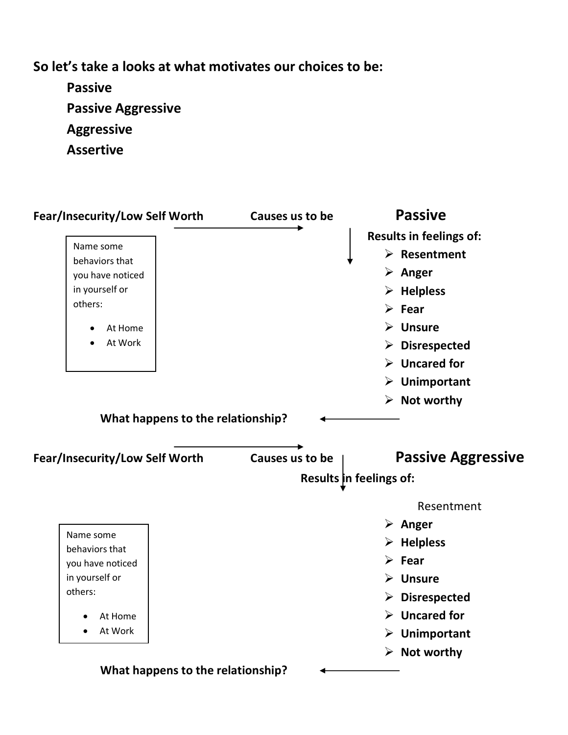**So let's take a looks at what motivates our choices to be:**

**Passive**

**Passive Aggressive**

**Aggressive**

**Assertive**

**Fear/Insecurity/Low Self Worth** → **Causes us to be** **Passive**

Name some behaviors that you have noticed in yourself or others:

- At Home
- At Work

**Results in feelings of:**

- **Resentment**
- **Anger**
- **Helpless**
- **Fear**
- **Unsure**
- **Disrespected**
- **Uncared for**
- **Unimportant**
- **Not worthy**

**What happens to the relationship?**

**Fear/Insecurity/Low Self Worth** → **Causes us to be** **Passive Aggressive**

**Results in feelings of:**

Resentment

- **Anger**
- **Helpless**
- **Fear**
- **Unsure**
- **Disrespected**
- **Uncared for**
- **Unimportant**
- **Not worthy**

Name some behaviors that you have noticed in yourself or others:

- At Home
- At Work

**What happens to the relationship?**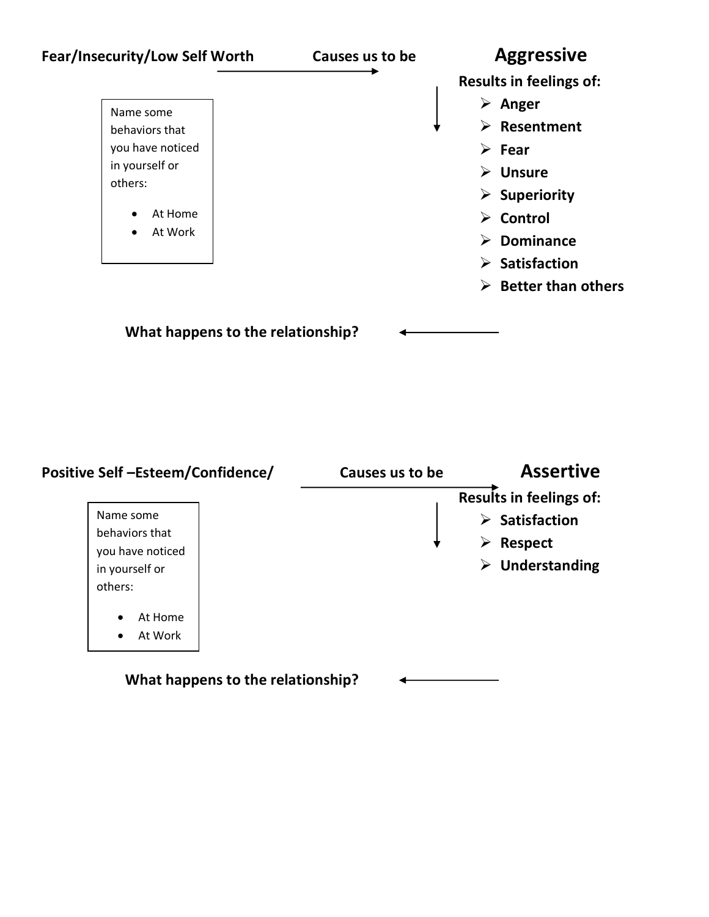**Fear/Insecurity/Low Self Worth** → **Causes us to be** → **Aggressive**

Name some behaviors that you have noticed in yourself or others:

- At Home
- At Work

**Results in feelings of:**

- **Anger**
- **Resentment**
- **Fear**
- **Unsure**
- **Superiority**
- **Control**
- **Dominance**
- **Satisfaction**
- **Better than others**

**What happens to the relationship?** ←

**Positive Self –Esteem/Confidence/** → **Causes us to be** → **Assertive**

Name some behaviors that you have noticed in yourself or others:

- At Home
- At Work

**Results in feelings of:**

- **Satisfaction**
- **Respect**
- **Understanding**

**What happens to the relationship?** ←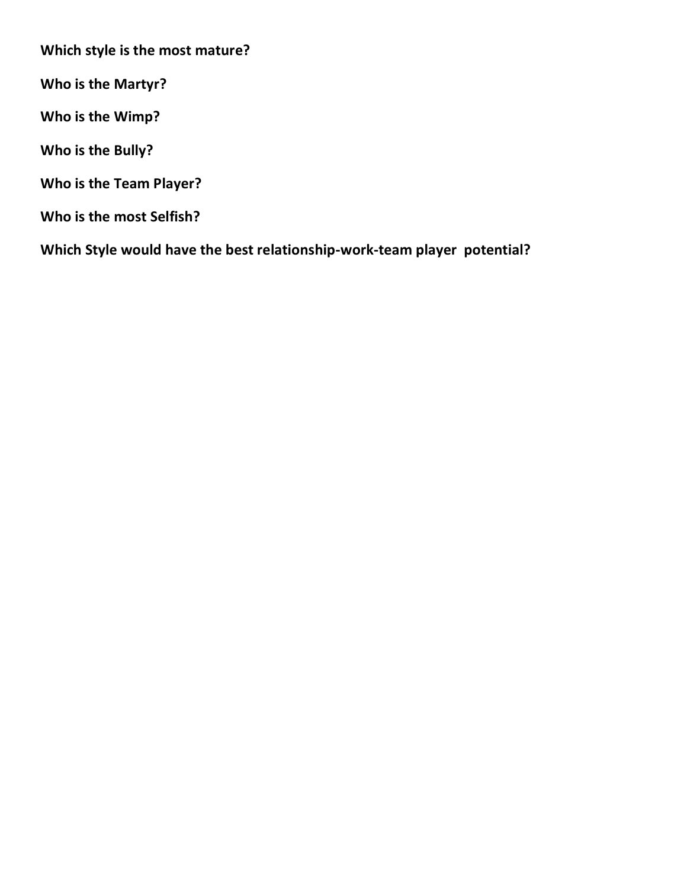**Which style is the most mature?**

**Who is the Martyr?**

**Who is the Wimp?**

**Who is the Bully?**

**Who is the Team Player?**

**Who is the most Selfish?**

**Which Style would have the best relationship-work-team player  potential?**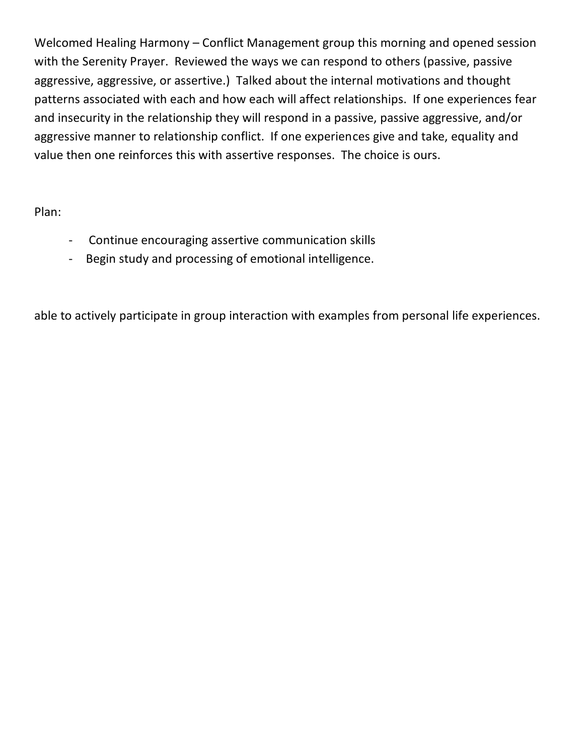Welcomed Healing Harmony – Conflict Management group this morning and opened session with the Serenity Prayer. Reviewed the ways we can respond to others (passive, passive aggressive, aggressive, or assertive.) Talked about the internal motivations and thought patterns associated with each and how each will affect relationships. If one experiences fear and insecurity in the relationship they will respond in a passive, passive aggressive, and/or aggressive manner to relationship conflict. If one experiences give and take, equality and value then one reinforces this with assertive responses. The choice is ours.

Plan:

- Continue encouraging assertive communication skills
- Begin study and processing of emotional intelligence.

able to actively participate in group interaction with examples from personal life experiences.